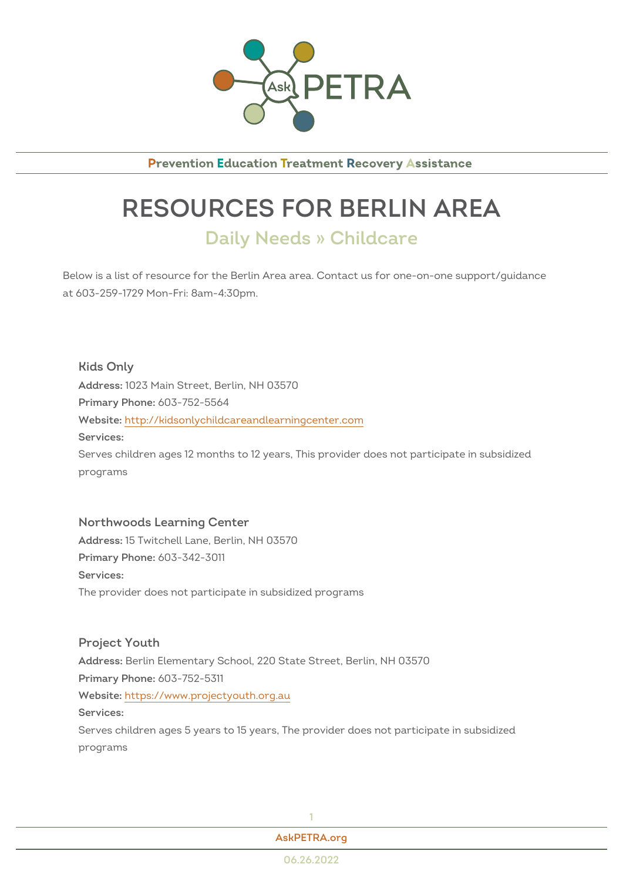Prevention Education Treatment Recovery Assistance

# RESOURCES FOR BERLIN AREA

## Daily Needs » Childcare

Below is a list of resource for the Berlin Area area. Contact us for one-on-one support/guidance at 603-259-1729 Mon-Fri: 8am-4:30pm.

### Kids Only

**Address:** 1023 Main Street, Berlin, NH 03570

**Primary Phone:** 603-752-5564

**Website:** http://kidsonlychildcareandlearningcenter.com

**Services:**

Serves children ages 12 months to 12 years, This provider does not participate in subsidized programs

### Northwoods Learning Center

**Address:** 15 Twitchell Lane, Berlin, NH 03570

**Primary Phone:** 603-342-3011

**Services:**

The provider does not participate in subsidized programs

### Project Youth

**Address:** Berlin Elementary School, 220 State Street, Berlin, NH 03570

**Primary Phone:** 603-752-5311

**Website:** https://www.projectyouth.org.au

**Services:**

Serves children ages 5 years to 15 years, The provider does not participate in subsidized programs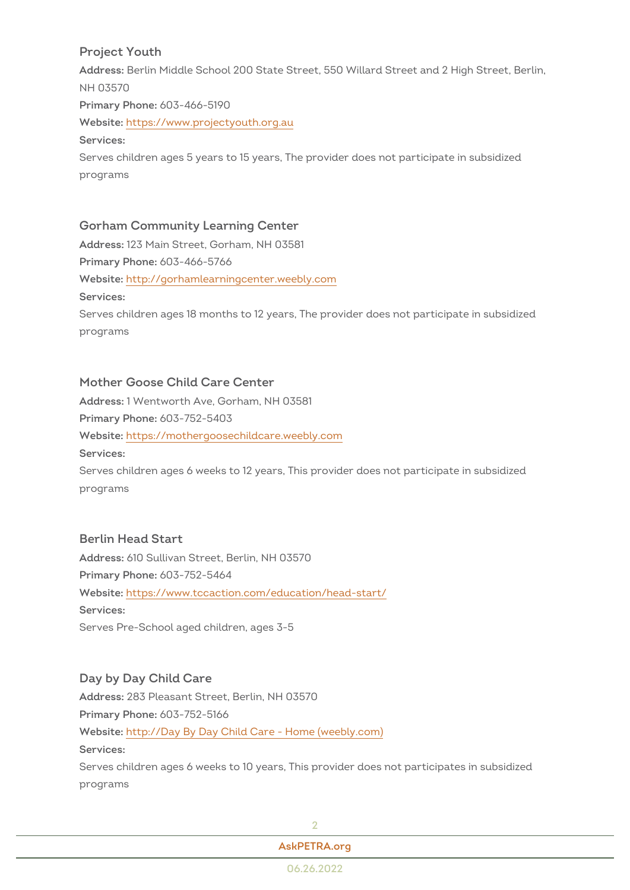## Project Youth

**Address:** Berlin Middle School 200 State Street, 550 Willard Street and 2 High Street, Berlin, NH 03570

**Primary Phone:** 603-466-5190

**Website:** https://www.projectyouth.org.au

**Services:**

Serves children ages 5 years to 15 years, The provider does not participate in subsidized programs

## Gorham Community Learning Center

**Address:** 123 Main Street, Gorham, NH 03581

**Primary Phone:** 603-466-5766

**Website:** http://gorhamlearningcenter.weebly.com

**Services:**

Serves children ages 18 months to 12 years, The provider does not participate in subsidized programs

## Mother Goose Child Care Center

**Address:** 1 Wentworth Ave, Gorham, NH 03581

**Primary Phone:** 603-752-5403

**Website:** https://mothergoosechildcare.weebly.com

**Services:**

Serves children ages 6 weeks to 12 years, This provider does not participate in subsidized programs

## Berlin Head Start

**Address:** 610 Sullivan Street, Berlin, NH 03570

**Primary Phone:** 603-752-5464

**Website:** https://www.tccaction.com/education/head-start/

**Services:**

Serves Pre-School aged children, ages 3-5

## Day by Day Child Care

**Address:** 283 Pleasant Street, Berlin, NH 03570

**Primary Phone:** 603-752-5166

**Website:** http://Day By Day Child Care - Home (weebly.com)

**Services:**

Serves children ages 6 weeks to 10 years, This provider does not participates in subsidized programs